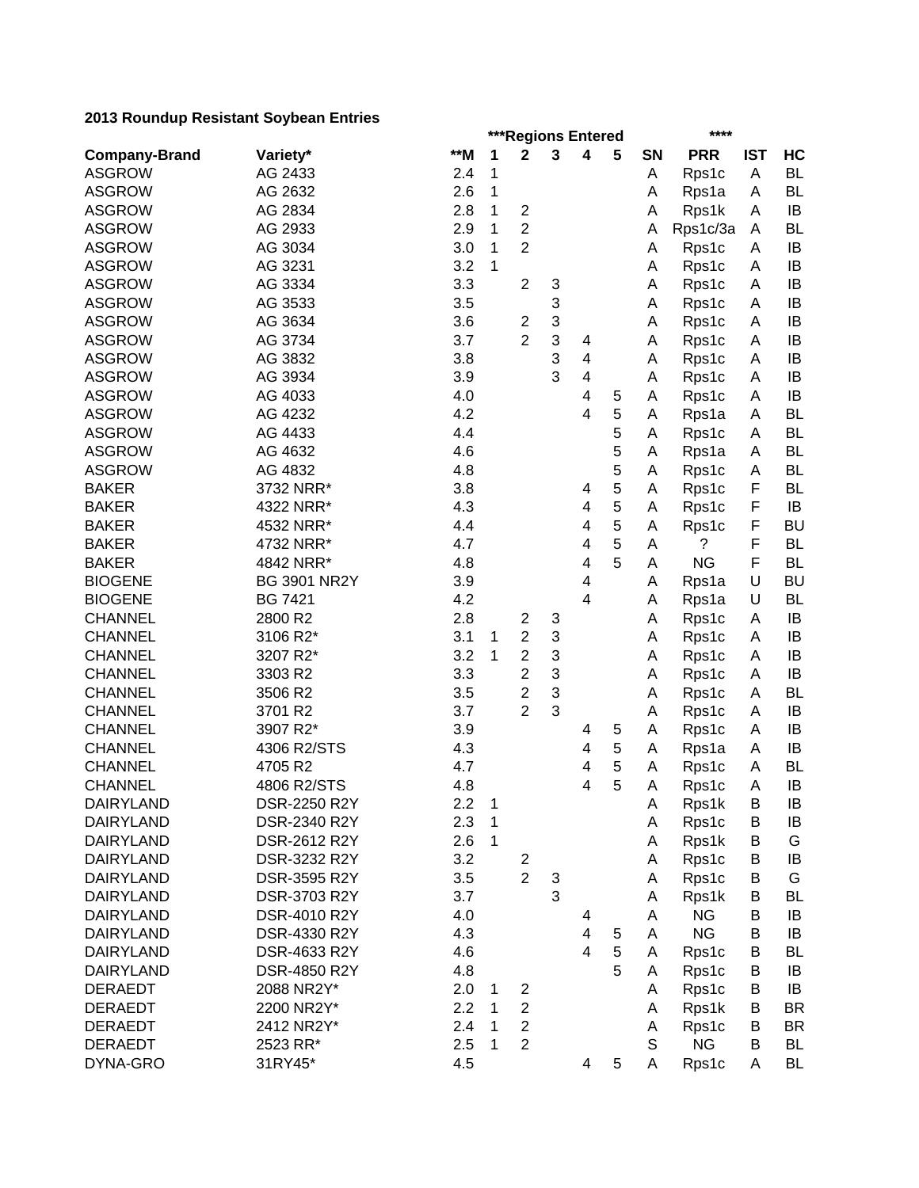**2013 Roundup Resistant Soybean Entries**

| | | | ***Regions Entered | | | | | | **** | | |
|---|---|---|---|---|---|---|---|---|---|---|---|
| **Company-Brand** | **Variety*** | **\*\*M** | **1** | **2** | **3** | **4** | **5** | **SN** | **PRR** | **IST** | **HC** |
| ASGROW | AG 2433 | 2.4 | 1 | | | | | A | Rps1c | A | BL |
| ASGROW | AG 2632 | 2.6 | 1 | | | | | A | Rps1a | A | BL |
| ASGROW | AG 2834 | 2.8 | 1 | 2 | | | | A | Rps1k | A | IB |
| ASGROW | AG 2933 | 2.9 | 1 | 2 | | | | A | Rps1c/3a | A | BL |
| ASGROW | AG 3034 | 3.0 | 1 | 2 | | | | A | Rps1c | A | IB |
| ASGROW | AG 3231 | 3.2 | 1 | | | | | A | Rps1c | A | IB |
| ASGROW | AG 3334 | 3.3 | | 2 | 3 | | | A | Rps1c | A | IB |
| ASGROW | AG 3533 | 3.5 | | | 3 | | | A | Rps1c | A | IB |
| ASGROW | AG 3634 | 3.6 | | 2 | 3 | | | A | Rps1c | A | IB |
| ASGROW | AG 3734 | 3.7 | | 2 | 3 | 4 | | A | Rps1c | A | IB |
| ASGROW | AG 3832 | 3.8 | | | 3 | 4 | | A | Rps1c | A | IB |
| ASGROW | AG 3934 | 3.9 | | | 3 | 4 | | A | Rps1c | A | IB |
| ASGROW | AG 4033 | 4.0 | | | | 4 | 5 | A | Rps1c | A | IB |
| ASGROW | AG 4232 | 4.2 | | | | 4 | 5 | A | Rps1a | A | BL |
| ASGROW | AG 4433 | 4.4 | | | | | 5 | A | Rps1c | A | BL |
| ASGROW | AG 4632 | 4.6 | | | | | 5 | A | Rps1a | A | BL |
| ASGROW | AG 4832 | 4.8 | | | | | 5 | A | Rps1c | A | BL |
| BAKER | 3732 NRR* | 3.8 | | | | 4 | 5 | A | Rps1c | F | BL |
| BAKER | 4322 NRR* | 4.3 | | | | 4 | 5 | A | Rps1c | F | IB |
| BAKER | 4532 NRR* | 4.4 | | | | 4 | 5 | A | Rps1c | F | BU |
| BAKER | 4732 NRR* | 4.7 | | | | 4 | 5 | A | ? | F | BL |
| BAKER | 4842 NRR* | 4.8 | | | | 4 | 5 | A | NG | F | BL |
| BIOGENE | BG 3901 NR2Y | 3.9 | | | | 4 | | A | Rps1a | U | BU |
| BIOGENE | BG 7421 | 4.2 | | | | 4 | | A | Rps1a | U | BL |
| CHANNEL | 2800 R2 | 2.8 | | 2 | 3 | | | A | Rps1c | A | IB |
| CHANNEL | 3106 R2* | 3.1 | 1 | 2 | 3 | | | A | Rps1c | A | IB |
| CHANNEL | 3207 R2* | 3.2 | 1 | 2 | 3 | | | A | Rps1c | A | IB |
| CHANNEL | 3303 R2 | 3.3 | | 2 | 3 | | | A | Rps1c | A | IB |
| CHANNEL | 3506 R2 | 3.5 | | 2 | 3 | | | A | Rps1c | A | BL |
| CHANNEL | 3701 R2 | 3.7 | | 2 | 3 | | | A | Rps1c | A | IB |
| CHANNEL | 3907 R2* | 3.9 | | | | 4 | 5 | A | Rps1c | A | IB |
| CHANNEL | 4306 R2/STS | 4.3 | | | | 4 | 5 | A | Rps1a | A | IB |
| CHANNEL | 4705 R2 | 4.7 | | | | 4 | 5 | A | Rps1c | A | BL |
| CHANNEL | 4806 R2/STS | 4.8 | | | | 4 | 5 | A | Rps1c | A | IB |
| DAIRYLAND | DSR-2250 R2Y | 2.2 | 1 | | | | | A | Rps1k | B | IB |
| DAIRYLAND | DSR-2340 R2Y | 2.3 | 1 | | | | | A | Rps1c | B | IB |
| DAIRYLAND | DSR-2612 R2Y | 2.6 | 1 | | | | | A | Rps1k | B | G |
| DAIRYLAND | DSR-3232 R2Y | 3.2 | | 2 | | | | A | Rps1c | B | IB |
| DAIRYLAND | DSR-3595 R2Y | 3.5 | | 2 | 3 | | | A | Rps1c | B | G |
| DAIRYLAND | DSR-3703 R2Y | 3.7 | | | 3 | | | A | Rps1k | B | BL |
| DAIRYLAND | DSR-4010 R2Y | 4.0 | | | | 4 | | A | NG | B | IB |
| DAIRYLAND | DSR-4330 R2Y | 4.3 | | | | 4 | 5 | A | NG | B | IB |
| DAIRYLAND | DSR-4633 R2Y | 4.6 | | | | 4 | 5 | A | Rps1c | B | BL |
| DAIRYLAND | DSR-4850 R2Y | 4.8 | | | | | 5 | A | Rps1c | B | IB |
| DERAEDT | 2088 NR2Y* | 2.0 | 1 | 2 | | | | A | Rps1c | B | IB |
| DERAEDT | 2200 NR2Y* | 2.2 | 1 | 2 | | | | A | Rps1k | B | BR |
| DERAEDT | 2412 NR2Y* | 2.4 | 1 | 2 | | | | A | Rps1c | B | BR |
| DERAEDT | 2523 RR* | 2.5 | 1 | 2 | | | | S | NG | B | BL |
| DYNA-GRO | 31RY45* | 4.5 | | | | 4 | 5 | A | Rps1c | A | BL |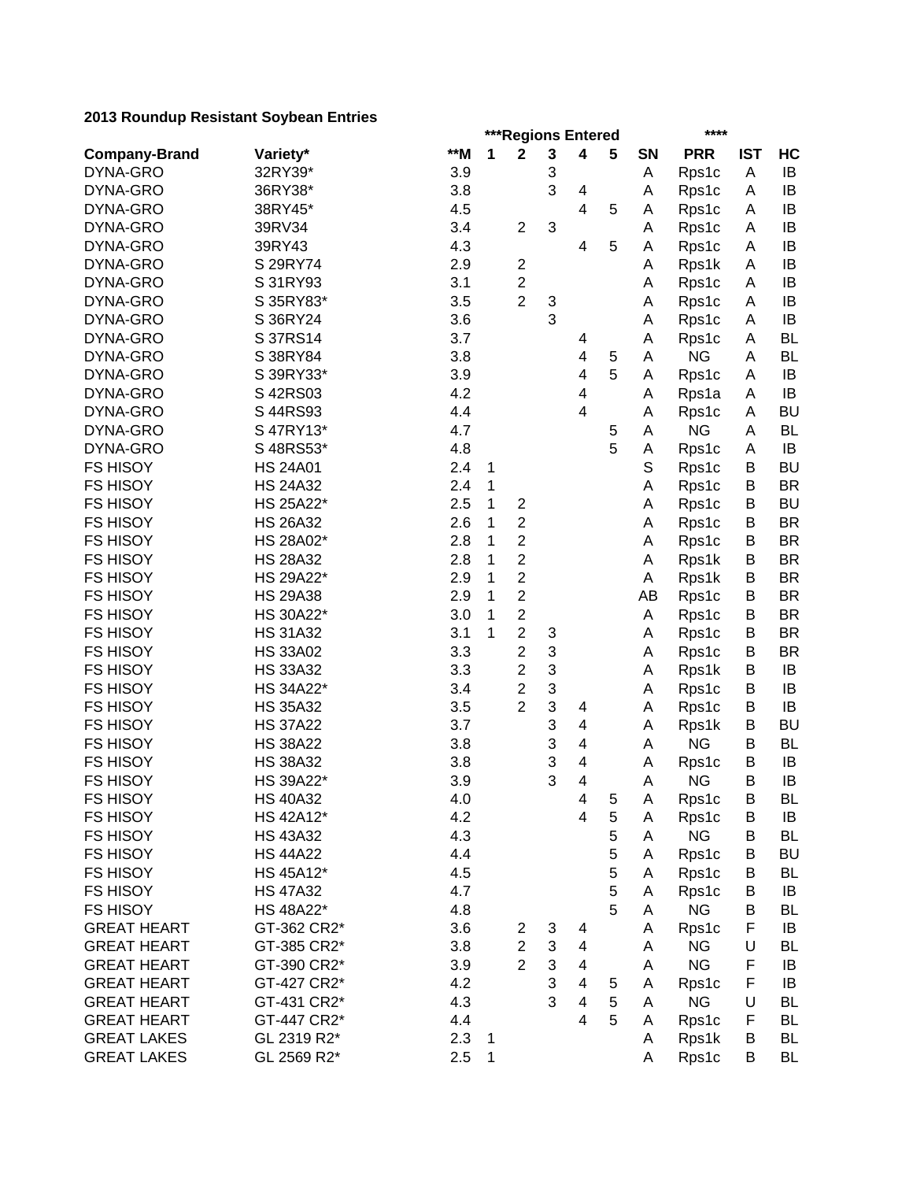**2013 Roundup Resistant Soybean Entries**

| Company-Brand | Variety* | **M | ***Regions Entered 1 | 2 | 3 | 4 | 5 | SN | **** PRR | IST | HC |
|---|---|---|---|---|---|---|---|---|---|---|---|
| DYNA-GRO | 32RY39* | 3.9 | | | 3 | | | A | Rps1c | A | IB |
| DYNA-GRO | 36RY38* | 3.8 | | | 3 | 4 | | A | Rps1c | A | IB |
| DYNA-GRO | 38RY45* | 4.5 | | | | 4 | 5 | A | Rps1c | A | IB |
| DYNA-GRO | 39RV34 | 3.4 | | 2 | 3 | | | A | Rps1c | A | IB |
| DYNA-GRO | 39RY43 | 4.3 | | | | 4 | 5 | A | Rps1c | A | IB |
| DYNA-GRO | S 29RY74 | 2.9 | | 2 | | | | A | Rps1k | A | IB |
| DYNA-GRO | S 31RY93 | 3.1 | | 2 | | | | A | Rps1c | A | IB |
| DYNA-GRO | S 35RY83* | 3.5 | | 2 | 3 | | | A | Rps1c | A | IB |
| DYNA-GRO | S 36RY24 | 3.6 | | | 3 | | | A | Rps1c | A | IB |
| DYNA-GRO | S 37RS14 | 3.7 | | | | 4 | | A | Rps1c | A | BL |
| DYNA-GRO | S 38RY84 | 3.8 | | | | 4 | 5 | A | NG | A | BL |
| DYNA-GRO | S 39RY33* | 3.9 | | | | 4 | 5 | A | Rps1c | A | IB |
| DYNA-GRO | S 42RS03 | 4.2 | | | | 4 | | A | Rps1a | A | IB |
| DYNA-GRO | S 44RS93 | 4.4 | | | | 4 | | A | Rps1c | A | BU |
| DYNA-GRO | S 47RY13* | 4.7 | | | | | 5 | A | NG | A | BL |
| DYNA-GRO | S 48RS53* | 4.8 | | | | | 5 | A | Rps1c | A | IB |
| FS HISOY | HS 24A01 | 2.4 | 1 | | | | | S | Rps1c | B | BU |
| FS HISOY | HS 24A32 | 2.4 | 1 | | | | | A | Rps1c | B | BR |
| FS HISOY | HS 25A22* | 2.5 | 1 | 2 | | | | A | Rps1c | B | BU |
| FS HISOY | HS 26A32 | 2.6 | 1 | 2 | | | | A | Rps1c | B | BR |
| FS HISOY | HS 28A02* | 2.8 | 1 | 2 | | | | A | Rps1c | B | BR |
| FS HISOY | HS 28A32 | 2.8 | 1 | 2 | | | | A | Rps1k | B | BR |
| FS HISOY | HS 29A22* | 2.9 | 1 | 2 | | | | A | Rps1k | B | BR |
| FS HISOY | HS 29A38 | 2.9 | 1 | 2 | | | | AB | Rps1c | B | BR |
| FS HISOY | HS 30A22* | 3.0 | 1 | 2 | | | | A | Rps1c | B | BR |
| FS HISOY | HS 31A32 | 3.1 | 1 | 2 | 3 | | | A | Rps1c | B | BR |
| FS HISOY | HS 33A02 | 3.3 | | 2 | 3 | | | A | Rps1c | B | BR |
| FS HISOY | HS 33A32 | 3.3 | | 2 | 3 | | | A | Rps1k | B | IB |
| FS HISOY | HS 34A22* | 3.4 | | 2 | 3 | | | A | Rps1c | B | IB |
| FS HISOY | HS 35A32 | 3.5 | | 2 | 3 | 4 | | A | Rps1c | B | IB |
| FS HISOY | HS 37A22 | 3.7 | | | 3 | 4 | | A | Rps1k | B | BU |
| FS HISOY | HS 38A22 | 3.8 | | | 3 | 4 | | A | NG | B | BL |
| FS HISOY | HS 38A32 | 3.8 | | | 3 | 4 | | A | Rps1c | B | IB |
| FS HISOY | HS 39A22* | 3.9 | | | 3 | 4 | | A | NG | B | IB |
| FS HISOY | HS 40A32 | 4.0 | | | | 4 | 5 | A | Rps1c | B | BL |
| FS HISOY | HS 42A12* | 4.2 | | | | 4 | 5 | A | Rps1c | B | IB |
| FS HISOY | HS 43A32 | 4.3 | | | | | 5 | A | NG | B | BL |
| FS HISOY | HS 44A22 | 4.4 | | | | | 5 | A | Rps1c | B | BU |
| FS HISOY | HS 45A12* | 4.5 | | | | | 5 | A | Rps1c | B | BL |
| FS HISOY | HS 47A32 | 4.7 | | | | | 5 | A | Rps1c | B | IB |
| FS HISOY | HS 48A22* | 4.8 | | | | | 5 | A | NG | B | BL |
| GREAT HEART | GT-362 CR2* | 3.6 | | 2 | 3 | 4 | | A | Rps1c | F | IB |
| GREAT HEART | GT-385 CR2* | 3.8 | | 2 | 3 | 4 | | A | NG | U | BL |
| GREAT HEART | GT-390 CR2* | 3.9 | | 2 | 3 | 4 | | A | NG | F | IB |
| GREAT HEART | GT-427 CR2* | 4.2 | | | 3 | 4 | 5 | A | Rps1c | F | IB |
| GREAT HEART | GT-431 CR2* | 4.3 | | | 3 | 4 | 5 | A | NG | U | BL |
| GREAT HEART | GT-447 CR2* | 4.4 | | | | 4 | 5 | A | Rps1c | F | BL |
| GREAT LAKES | GL 2319 R2* | 2.3 | 1 | | | | | A | Rps1k | B | BL |
| GREAT LAKES | GL 2569 R2* | 2.5 | 1 | | | | | A | Rps1c | B | BL |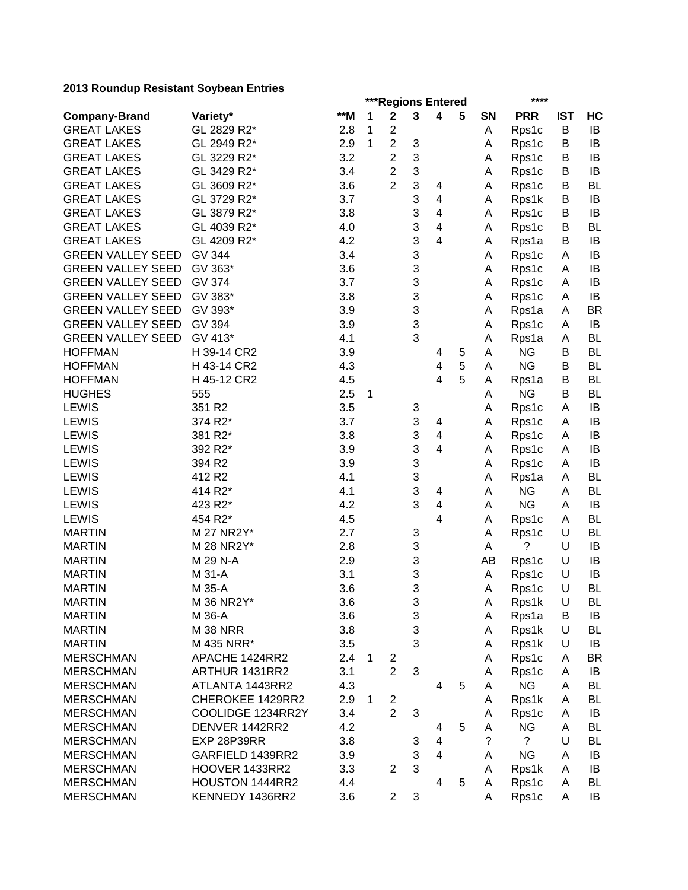**2013 Roundup Resistant Soybean Entries**

| | | | ***Regions Entered | | | | | | **** | | |
|---|---|---|---|---|---|---|---|---|---|---|---|
| **Company-Brand** | **Variety*** | **\*\*M** | **1** | **2** | **3** | **4** | **5** | **SN** | **PRR** | **IST** | **HC** |
| GREAT LAKES | GL 2829 R2* | 2.8 | 1 | 2 | | | | A | Rps1c | B | IB |
| GREAT LAKES | GL 2949 R2* | 2.9 | 1 | 2 | 3 | | | A | Rps1c | B | IB |
| GREAT LAKES | GL 3229 R2* | 3.2 | | 2 | 3 | | | A | Rps1c | B | IB |
| GREAT LAKES | GL 3429 R2* | 3.4 | | 2 | 3 | | | A | Rps1c | B | IB |
| GREAT LAKES | GL 3609 R2* | 3.6 | | 2 | 3 | 4 | | A | Rps1c | B | BL |
| GREAT LAKES | GL 3729 R2* | 3.7 | | | 3 | 4 | | A | Rps1k | B | IB |
| GREAT LAKES | GL 3879 R2* | 3.8 | | | 3 | 4 | | A | Rps1c | B | IB |
| GREAT LAKES | GL 4039 R2* | 4.0 | | | 3 | 4 | | A | Rps1c | B | BL |
| GREAT LAKES | GL 4209 R2* | 4.2 | | | 3 | 4 | | A | Rps1a | B | IB |
| GREEN VALLEY SEED | GV 344 | 3.4 | | | 3 | | | A | Rps1c | A | IB |
| GREEN VALLEY SEED | GV 363* | 3.6 | | | 3 | | | A | Rps1c | A | IB |
| GREEN VALLEY SEED | GV 374 | 3.7 | | | 3 | | | A | Rps1c | A | IB |
| GREEN VALLEY SEED | GV 383* | 3.8 | | | 3 | | | A | Rps1c | A | IB |
| GREEN VALLEY SEED | GV 393* | 3.9 | | | 3 | | | A | Rps1a | A | BR |
| GREEN VALLEY SEED | GV 394 | 3.9 | | | 3 | | | A | Rps1c | A | IB |
| GREEN VALLEY SEED | GV 413* | 4.1 | | | 3 | | | A | Rps1a | A | BL |
| HOFFMAN | H 39-14 CR2 | 3.9 | | | | 4 | 5 | A | NG | B | BL |
| HOFFMAN | H 43-14 CR2 | 4.3 | | | | 4 | 5 | A | NG | B | BL |
| HOFFMAN | H 45-12 CR2 | 4.5 | | | | 4 | 5 | A | Rps1a | B | BL |
| HUGHES | 555 | 2.5 | 1 | | | | | A | NG | B | BL |
| LEWIS | 351 R2 | 3.5 | | | 3 | | | A | Rps1c | A | IB |
| LEWIS | 374 R2* | 3.7 | | | 3 | 4 | | A | Rps1c | A | IB |
| LEWIS | 381 R2* | 3.8 | | | 3 | 4 | | A | Rps1c | A | IB |
| LEWIS | 392 R2* | 3.9 | | | 3 | 4 | | A | Rps1c | A | IB |
| LEWIS | 394 R2 | 3.9 | | | 3 | | | A | Rps1c | A | IB |
| LEWIS | 412 R2 | 4.1 | | | 3 | | | A | Rps1a | A | BL |
| LEWIS | 414 R2* | 4.1 | | | 3 | 4 | | A | NG | A | BL |
| LEWIS | 423 R2* | 4.2 | | | 3 | 4 | | A | NG | A | IB |
| LEWIS | 454 R2* | 4.5 | | | | 4 | | A | Rps1c | A | BL |
| MARTIN | M 27 NR2Y* | 2.7 | | | 3 | | | A | Rps1c | U | BL |
| MARTIN | M 28 NR2Y* | 2.8 | | | 3 | | | A | ? | U | IB |
| MARTIN | M 29 N-A | 2.9 | | | 3 | | | AB | Rps1c | U | IB |
| MARTIN | M 31-A | 3.1 | | | 3 | | | A | Rps1c | U | IB |
| MARTIN | M 35-A | 3.6 | | | 3 | | | A | Rps1c | U | BL |
| MARTIN | M 36 NR2Y* | 3.6 | | | 3 | | | A | Rps1k | U | BL |
| MARTIN | M 36-A | 3.6 | | | 3 | | | A | Rps1a | B | IB |
| MARTIN | M 38 NRR | 3.8 | | | 3 | | | A | Rps1k | U | BL |
| MARTIN | M 435 NRR* | 3.5 | | | 3 | | | A | Rps1k | U | IB |
| MERSCHMAN | APACHE 1424RR2 | 2.4 | 1 | 2 | | | | A | Rps1c | A | BR |
| MERSCHMAN | ARTHUR 1431RR2 | 3.1 | | 2 | 3 | | | A | Rps1c | A | IB |
| MERSCHMAN | ATLANTA 1443RR2 | 4.3 | | | | 4 | 5 | A | NG | A | BL |
| MERSCHMAN | CHEROKEE 1429RR2 | 2.9 | 1 | 2 | | | | A | Rps1k | A | BL |
| MERSCHMAN | COOLIDGE 1234RR2Y | 3.4 | | 2 | 3 | | | A | Rps1c | A | IB |
| MERSCHMAN | DENVER 1442RR2 | 4.2 | | | | 4 | 5 | A | NG | A | BL |
| MERSCHMAN | EXP 28P39RR | 3.8 | | | 3 | 4 | | ? | ? | U | BL |
| MERSCHMAN | GARFIELD 1439RR2 | 3.9 | | | 3 | 4 | | A | NG | A | IB |
| MERSCHMAN | HOOVER 1433RR2 | 3.3 | | 2 | 3 | | | A | Rps1k | A | IB |
| MERSCHMAN | HOUSTON 1444RR2 | 4.4 | | | | 4 | 5 | A | Rps1c | A | BL |
| MERSCHMAN | KENNEDY 1436RR2 | 3.6 | | 2 | 3 | | | A | Rps1c | A | IB |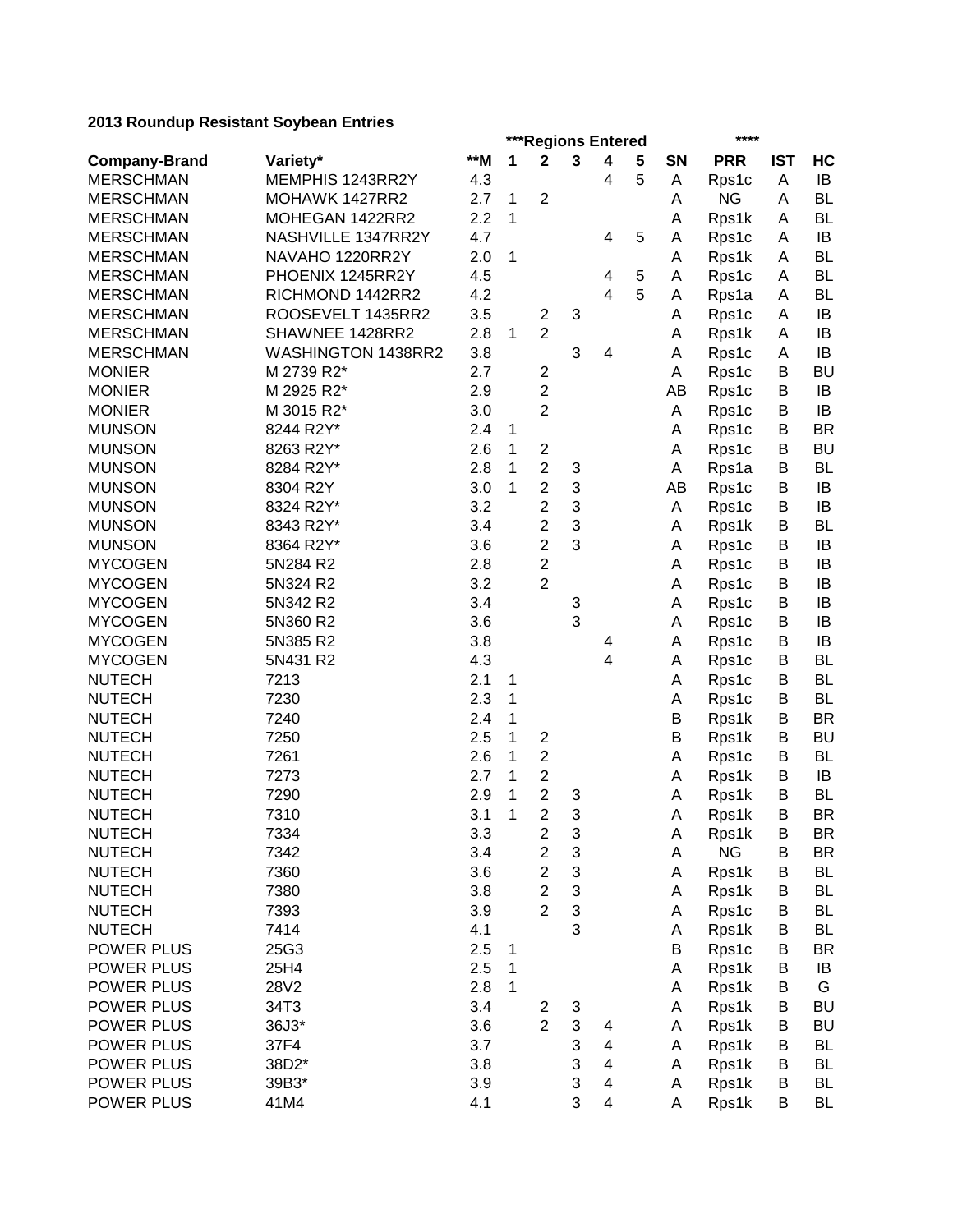**2013 Roundup Resistant Soybean Entries**

| | | | ***Regions Entered | | | | | | **** | | |
|---|---|---|---|---|---|---|---|---|---|---|---|
| **Company-Brand** | **Variety*** | ****M** | **1** | **2** | **3** | **4** | **5** | **SN** | **PRR** | **IST** | **HC** |
| MERSCHMAN | MEMPHIS 1243RR2Y | 4.3 | | | | 4 | 5 | A | Rps1c | A | IB |
| MERSCHMAN | MOHAWK 1427RR2 | 2.7 | 1 | 2 | | | | A | NG | A | BL |
| MERSCHMAN | MOHEGAN 1422RR2 | 2.2 | 1 | | | | | A | Rps1k | A | BL |
| MERSCHMAN | NASHVILLE 1347RR2Y | 4.7 | | | | 4 | 5 | A | Rps1c | A | IB |
| MERSCHMAN | NAVAHO 1220RR2Y | 2.0 | 1 | | | | | A | Rps1k | A | BL |
| MERSCHMAN | PHOENIX 1245RR2Y | 4.5 | | | | 4 | 5 | A | Rps1c | A | BL |
| MERSCHMAN | RICHMOND 1442RR2 | 4.2 | | | | 4 | 5 | A | Rps1a | A | BL |
| MERSCHMAN | ROOSEVELT 1435RR2 | 3.5 | | 2 | 3 | | | A | Rps1c | A | IB |
| MERSCHMAN | SHAWNEE 1428RR2 | 2.8 | 1 | 2 | | | | A | Rps1k | A | IB |
| MERSCHMAN | WASHINGTON 1438RR2 | 3.8 | | | 3 | 4 | | A | Rps1c | A | IB |
| MONIER | M 2739 R2* | 2.7 | | 2 | | | | A | Rps1c | B | BU |
| MONIER | M 2925 R2* | 2.9 | | 2 | | | | AB | Rps1c | B | IB |
| MONIER | M 3015 R2* | 3.0 | | 2 | | | | A | Rps1c | B | IB |
| MUNSON | 8244 R2Y* | 2.4 | 1 | | | | | A | Rps1c | B | BR |
| MUNSON | 8263 R2Y* | 2.6 | 1 | 2 | | | | A | Rps1c | B | BU |
| MUNSON | 8284 R2Y* | 2.8 | 1 | 2 | 3 | | | A | Rps1a | B | BL |
| MUNSON | 8304 R2Y | 3.0 | 1 | 2 | 3 | | | AB | Rps1c | B | IB |
| MUNSON | 8324 R2Y* | 3.2 | | 2 | 3 | | | A | Rps1c | B | IB |
| MUNSON | 8343 R2Y* | 3.4 | | 2 | 3 | | | A | Rps1k | B | BL |
| MUNSON | 8364 R2Y* | 3.6 | | 2 | 3 | | | A | Rps1c | B | IB |
| MYCOGEN | 5N284 R2 | 2.8 | | 2 | | | | A | Rps1c | B | IB |
| MYCOGEN | 5N324 R2 | 3.2 | | 2 | | | | A | Rps1c | B | IB |
| MYCOGEN | 5N342 R2 | 3.4 | | | 3 | | | A | Rps1c | B | IB |
| MYCOGEN | 5N360 R2 | 3.6 | | | 3 | | | A | Rps1c | B | IB |
| MYCOGEN | 5N385 R2 | 3.8 | | | | 4 | | A | Rps1c | B | IB |
| MYCOGEN | 5N431 R2 | 4.3 | | | | 4 | | A | Rps1c | B | BL |
| NUTECH | 7213 | 2.1 | 1 | | | | | A | Rps1c | B | BL |
| NUTECH | 7230 | 2.3 | 1 | | | | | A | Rps1c | B | BL |
| NUTECH | 7240 | 2.4 | 1 | | | | | B | Rps1k | B | BR |
| NUTECH | 7250 | 2.5 | 1 | 2 | | | | B | Rps1k | B | BU |
| NUTECH | 7261 | 2.6 | 1 | 2 | | | | A | Rps1c | B | BL |
| NUTECH | 7273 | 2.7 | 1 | 2 | | | | A | Rps1k | B | IB |
| NUTECH | 7290 | 2.9 | 1 | 2 | 3 | | | A | Rps1k | B | BL |
| NUTECH | 7310 | 3.1 | 1 | 2 | 3 | | | A | Rps1k | B | BR |
| NUTECH | 7334 | 3.3 | | 2 | 3 | | | A | Rps1k | B | BR |
| NUTECH | 7342 | 3.4 | | 2 | 3 | | | A | NG | B | BR |
| NUTECH | 7360 | 3.6 | | 2 | 3 | | | A | Rps1k | B | BL |
| NUTECH | 7380 | 3.8 | | 2 | 3 | | | A | Rps1k | B | BL |
| NUTECH | 7393 | 3.9 | | 2 | 3 | | | A | Rps1c | B | BL |
| NUTECH | 7414 | 4.1 | | | 3 | | | A | Rps1k | B | BL |
| POWER PLUS | 25G3 | 2.5 | 1 | | | | | B | Rps1c | B | BR |
| POWER PLUS | 25H4 | 2.5 | 1 | | | | | A | Rps1k | B | IB |
| POWER PLUS | 28V2 | 2.8 | 1 | | | | | A | Rps1k | B | G |
| POWER PLUS | 34T3 | 3.4 | | 2 | 3 | | | A | Rps1k | B | BU |
| POWER PLUS | 36J3* | 3.6 | | 2 | 3 | 4 | | A | Rps1k | B | BU |
| POWER PLUS | 37F4 | 3.7 | | | 3 | 4 | | A | Rps1k | B | BL |
| POWER PLUS | 38D2* | 3.8 | | | 3 | 4 | | A | Rps1k | B | BL |
| POWER PLUS | 39B3* | 3.9 | | | 3 | 4 | | A | Rps1k | B | BL |
| POWER PLUS | 41M4 | 4.1 | | | 3 | 4 | | A | Rps1k | B | BL |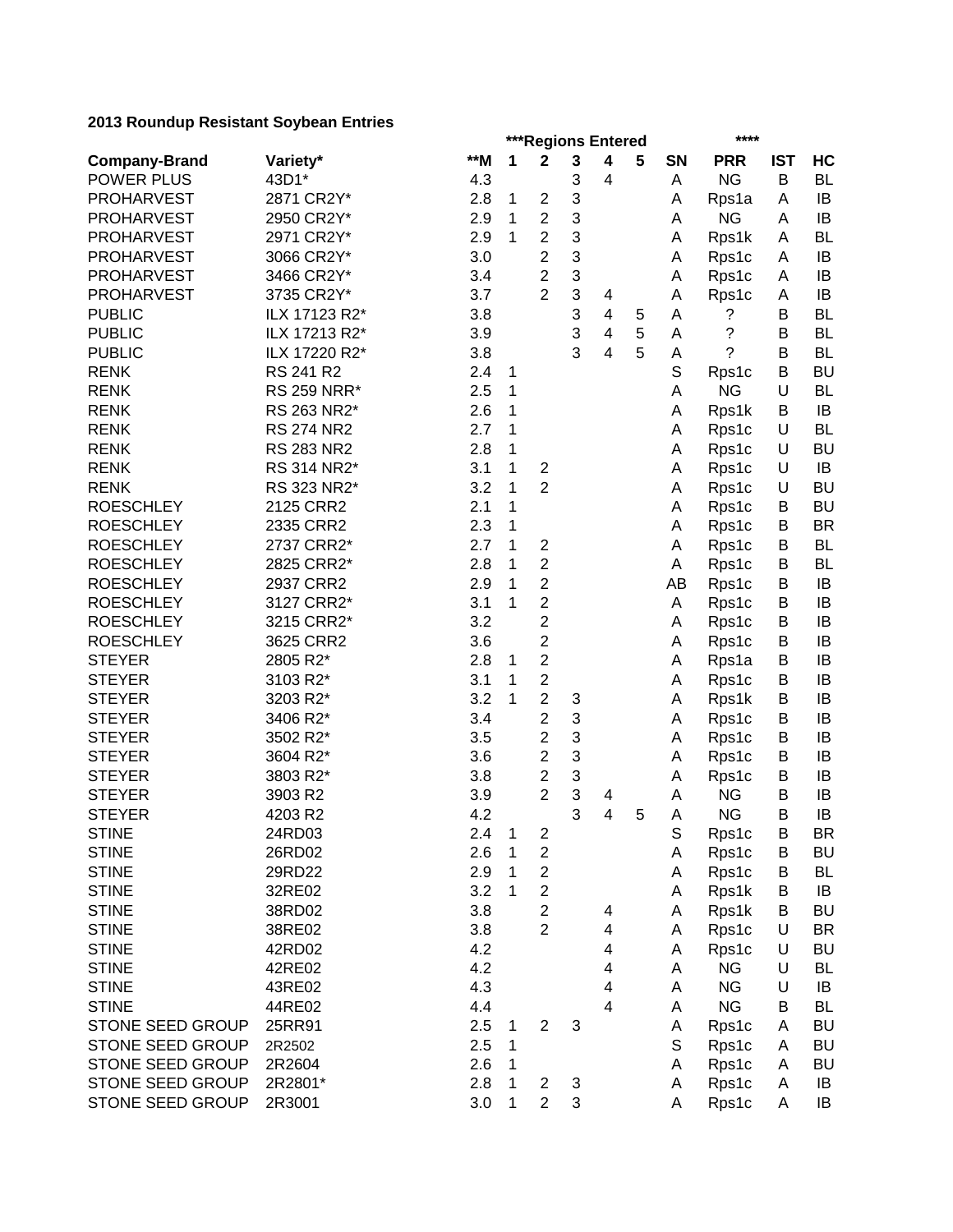**2013 Roundup Resistant Soybean Entries**

| | | | ***Regions Entered | | | | | | **** | | |
|---|---|---|---|---|---|---|---|---|---|---|---|
| **Company-Brand** | **Variety*** | **\*\*M** | **1** | **2** | **3** | **4** | **5** | **SN** | **PRR** | **IST** | **HC** |
| POWER PLUS | 43D1* | 4.3 | | | 3 | 4 | | A | NG | B | BL |
| PROHARVEST | 2871 CR2Y* | 2.8 | 1 | 2 | 3 | | | A | Rps1a | A | IB |
| PROHARVEST | 2950 CR2Y* | 2.9 | 1 | 2 | 3 | | | A | NG | A | IB |
| PROHARVEST | 2971 CR2Y* | 2.9 | 1 | 2 | 3 | | | A | Rps1k | A | BL |
| PROHARVEST | 3066 CR2Y* | 3.0 | | 2 | 3 | | | A | Rps1c | A | IB |
| PROHARVEST | 3466 CR2Y* | 3.4 | | 2 | 3 | | | A | Rps1c | A | IB |
| PROHARVEST | 3735 CR2Y* | 3.7 | | 2 | 3 | 4 | | A | Rps1c | A | IB |
| PUBLIC | ILX 17123 R2* | 3.8 | | | 3 | 4 | 5 | A | ? | B | BL |
| PUBLIC | ILX 17213 R2* | 3.9 | | | 3 | 4 | 5 | A | ? | B | BL |
| PUBLIC | ILX 17220 R2* | 3.8 | | | 3 | 4 | 5 | A | ? | B | BL |
| RENK | RS 241 R2 | 2.4 | 1 | | | | | S | Rps1c | B | BU |
| RENK | RS 259 NRR* | 2.5 | 1 | | | | | A | NG | U | BL |
| RENK | RS 263 NR2* | 2.6 | 1 | | | | | A | Rps1k | B | IB |
| RENK | RS 274 NR2 | 2.7 | 1 | | | | | A | Rps1c | U | BL |
| RENK | RS 283 NR2 | 2.8 | 1 | | | | | A | Rps1c | U | BU |
| RENK | RS 314 NR2* | 3.1 | 1 | 2 | | | | A | Rps1c | U | IB |
| RENK | RS 323 NR2* | 3.2 | 1 | 2 | | | | A | Rps1c | U | BU |
| ROESCHLEY | 2125 CRR2 | 2.1 | 1 | | | | | A | Rps1c | B | BU |
| ROESCHLEY | 2335 CRR2 | 2.3 | 1 | | | | | A | Rps1c | B | BR |
| ROESCHLEY | 2737 CRR2* | 2.7 | 1 | 2 | | | | A | Rps1c | B | BL |
| ROESCHLEY | 2825 CRR2* | 2.8 | 1 | 2 | | | | A | Rps1c | B | BL |
| ROESCHLEY | 2937 CRR2 | 2.9 | 1 | 2 | | | | AB | Rps1c | B | IB |
| ROESCHLEY | 3127 CRR2* | 3.1 | 1 | 2 | | | | A | Rps1c | B | IB |
| ROESCHLEY | 3215 CRR2* | 3.2 | | 2 | | | | A | Rps1c | B | IB |
| ROESCHLEY | 3625 CRR2 | 3.6 | | 2 | | | | A | Rps1c | B | IB |
| STEYER | 2805 R2* | 2.8 | 1 | 2 | | | | A | Rps1a | B | IB |
| STEYER | 3103 R2* | 3.1 | 1 | 2 | | | | A | Rps1c | B | IB |
| STEYER | 3203 R2* | 3.2 | 1 | 2 | 3 | | | A | Rps1k | B | IB |
| STEYER | 3406 R2* | 3.4 | | 2 | 3 | | | A | Rps1c | B | IB |
| STEYER | 3502 R2* | 3.5 | | 2 | 3 | | | A | Rps1c | B | IB |
| STEYER | 3604 R2* | 3.6 | | 2 | 3 | | | A | Rps1c | B | IB |
| STEYER | 3803 R2* | 3.8 | | 2 | 3 | | | A | Rps1c | B | IB |
| STEYER | 3903 R2 | 3.9 | | 2 | 3 | 4 | | A | NG | B | IB |
| STEYER | 4203 R2 | 4.2 | | | 3 | 4 | 5 | A | NG | B | IB |
| STINE | 24RD03 | 2.4 | 1 | 2 | | | | S | Rps1c | B | BR |
| STINE | 26RD02 | 2.6 | 1 | 2 | | | | A | Rps1c | B | BU |
| STINE | 29RD22 | 2.9 | 1 | 2 | | | | A | Rps1c | B | BL |
| STINE | 32RE02 | 3.2 | 1 | 2 | | | | A | Rps1k | B | IB |
| STINE | 38RD02 | 3.8 | | 2 | | 4 | | A | Rps1k | B | BU |
| STINE | 38RE02 | 3.8 | | 2 | | 4 | | A | Rps1c | U | BR |
| STINE | 42RD02 | 4.2 | | | | 4 | | A | Rps1c | U | BU |
| STINE | 42RE02 | 4.2 | | | | 4 | | A | NG | U | BL |
| STINE | 43RE02 | 4.3 | | | | 4 | | A | NG | U | IB |
| STINE | 44RE02 | 4.4 | | | | 4 | | A | NG | B | BL |
| STONE SEED GROUP | 25RR91 | 2.5 | 1 | 2 | 3 | | | A | Rps1c | A | BU |
| STONE SEED GROUP | 2R2502 | 2.5 | 1 | | | | | S | Rps1c | A | BU |
| STONE SEED GROUP | 2R2604 | 2.6 | 1 | | | | | A | Rps1c | A | BU |
| STONE SEED GROUP | 2R2801* | 2.8 | 1 | 2 | 3 | | | A | Rps1c | A | IB |
| STONE SEED GROUP | 2R3001 | 3.0 | 1 | 2 | 3 | | | A | Rps1c | A | IB |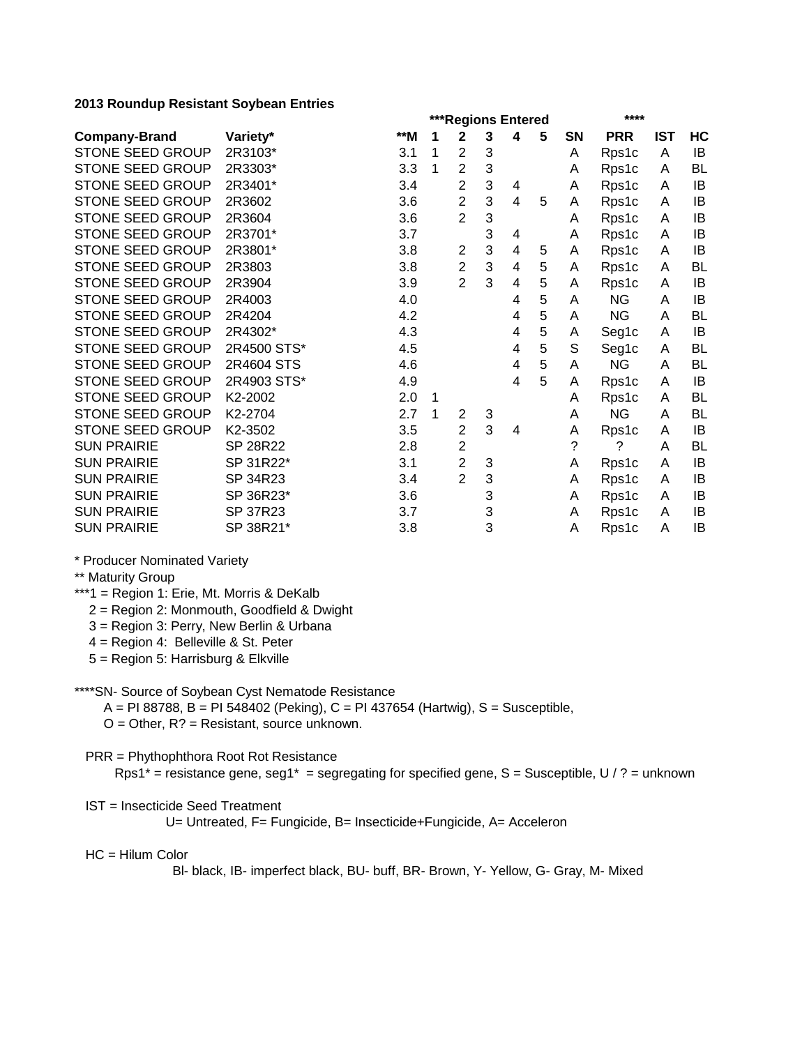**2013 Roundup Resistant Soybean Entries**

| | | | ***Regions Entered | | | | | | **** | | |
|---|---|---|---|---|---|---|---|---|---|---|---|
| **Company-Brand** | **Variety*** | **\*\*M** | **1** | **2** | **3** | **4** | **5** | **SN** | **PRR** | **IST** | **HC** |
| STONE SEED GROUP | 2R3103* | 3.1 | 1 | 2 | 3 | | | A | Rps1c | A | IB |
| STONE SEED GROUP | 2R3303* | 3.3 | 1 | 2 | 3 | | | A | Rps1c | A | BL |
| STONE SEED GROUP | 2R3401* | 3.4 | | 2 | 3 | 4 | | A | Rps1c | A | IB |
| STONE SEED GROUP | 2R3602 | 3.6 | | 2 | 3 | 4 | 5 | A | Rps1c | A | IB |
| STONE SEED GROUP | 2R3604 | 3.6 | | 2 | 3 | | | A | Rps1c | A | IB |
| STONE SEED GROUP | 2R3701* | 3.7 | | | 3 | 4 | | A | Rps1c | A | IB |
| STONE SEED GROUP | 2R3801* | 3.8 | | 2 | 3 | 4 | 5 | A | Rps1c | A | IB |
| STONE SEED GROUP | 2R3803 | 3.8 | | 2 | 3 | 4 | 5 | A | Rps1c | A | BL |
| STONE SEED GROUP | 2R3904 | 3.9 | | 2 | 3 | 4 | 5 | A | Rps1c | A | IB |
| STONE SEED GROUP | 2R4003 | 4.0 | | | | 4 | 5 | A | NG | A | IB |
| STONE SEED GROUP | 2R4204 | 4.2 | | | | 4 | 5 | A | NG | A | BL |
| STONE SEED GROUP | 2R4302* | 4.3 | | | | 4 | 5 | A | Seg1c | A | IB |
| STONE SEED GROUP | 2R4500 STS* | 4.5 | | | | 4 | 5 | S | Seg1c | A | BL |
| STONE SEED GROUP | 2R4604 STS | 4.6 | | | | 4 | 5 | A | NG | A | BL |
| STONE SEED GROUP | 2R4903 STS* | 4.9 | | | | 4 | 5 | A | Rps1c | A | IB |
| STONE SEED GROUP | K2-2002 | 2.0 | 1 | | | | | A | Rps1c | A | BL |
| STONE SEED GROUP | K2-2704 | 2.7 | 1 | 2 | 3 | | | A | NG | A | BL |
| STONE SEED GROUP | K2-3502 | 3.5 | | 2 | 3 | 4 | | A | Rps1c | A | IB |
| SUN PRAIRIE | SP 28R22 | 2.8 | | 2 | | | | ? | ? | A | BL |
| SUN PRAIRIE | SP 31R22* | 3.1 | | 2 | 3 | | | A | Rps1c | A | IB |
| SUN PRAIRIE | SP 34R23 | 3.4 | | 2 | 3 | | | A | Rps1c | A | IB |
| SUN PRAIRIE | SP 36R23* | 3.6 | | | 3 | | | A | Rps1c | A | IB |
| SUN PRAIRIE | SP 37R23 | 3.7 | | | 3 | | | A | Rps1c | A | IB |
| SUN PRAIRIE | SP 38R21* | 3.8 | | | 3 | | | A | Rps1c | A | IB |

* Producer Nominated Variety

** Maturity Group

***1 = Region 1: Erie, Mt. Morris & DeKalb
  2 = Region 2: Monmouth, Goodfield & Dwight
  3 = Region 3: Perry, New Berlin & Urbana
  4 = Region 4: Belleville & St. Peter
  5 = Region 5: Harrisburg & Elkville

****SN- Source of Soybean Cyst Nematode Resistance
  A = PI 88788, B = PI 548402 (Peking), C = PI 437654 (Hartwig), S = Susceptible,
  O = Other, R? = Resistant, source unknown.

PRR = Phythophthora Root Rot Resistance
  Rps1* = resistance gene, seg1* = segregating for specified gene, S = Susceptible, U / ? = unknown

IST = Insecticide Seed Treatment
  U= Untreated, F= Fungicide, B= Insecticide+Fungicide, A= Acceleron

HC = Hilum Color
  Bl- black, IB- imperfect black, BU- buff, BR- Brown, Y- Yellow, G- Gray, M- Mixed